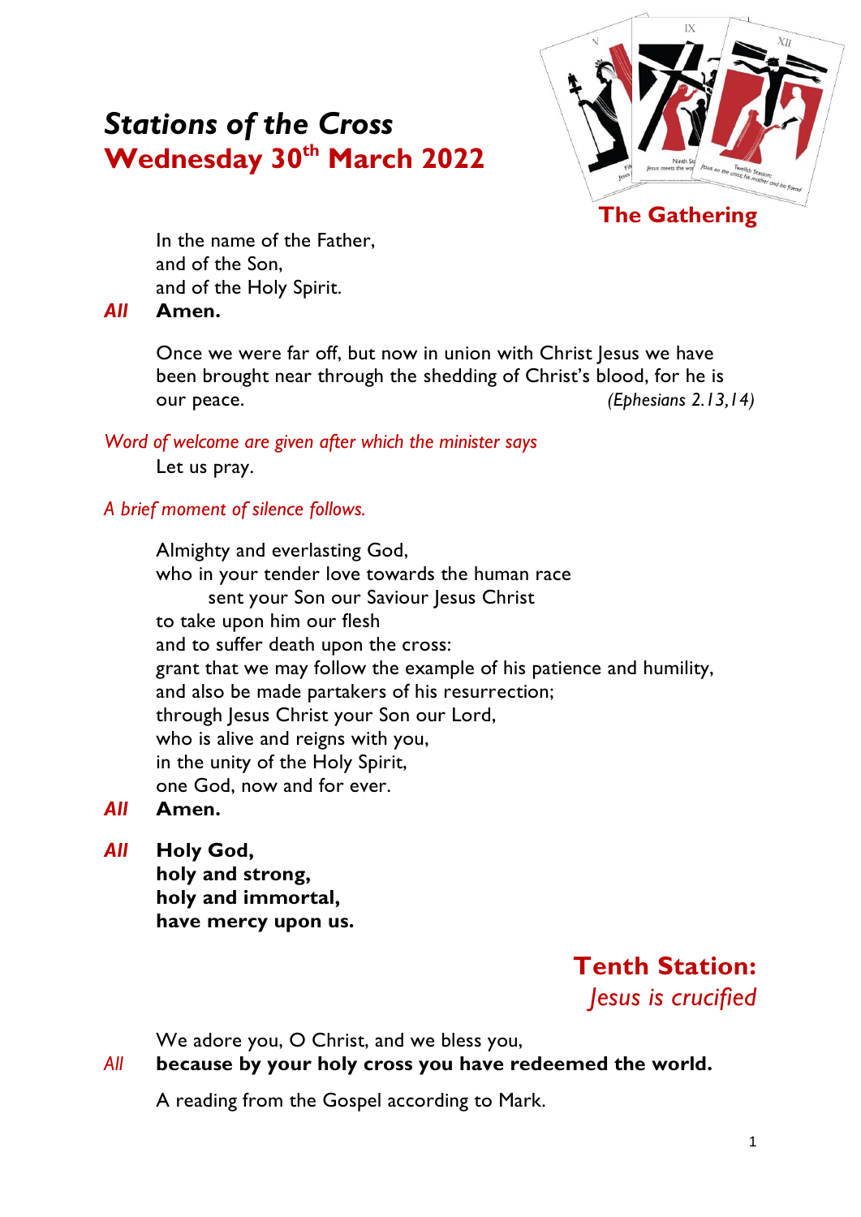# *Stations of the Cross*
## Wednesday 30th March 2022

### The Gathering

In the name of the Father,
and of the Son,
and of the Holy Spirit.

*All* **Amen.**

Once we were far off, but now in union with Christ Jesus we have been brought near through the shedding of Christ's blood, for he is our peace. *(Ephesians 2.13,14)*

*Word of welcome are given after which the minister says*

Let us pray.

*A brief moment of silence follows.*

Almighty and everlasting God,
who in your tender love towards the human race
sent your Son our Saviour Jesus Christ
to take upon him our flesh
and to suffer death upon the cross:
grant that we may follow the example of his patience and humility,
and also be made partakers of his resurrection;
through Jesus Christ your Son our Lord,
who is alive and reigns with you,
in the unity of the Holy Spirit,
one God, now and for ever.

*All* **Amen.**

*All* **Holy God,**
**holy and strong,**
**holy and immortal,**
**have mercy upon us.**

### Tenth Station:
*Jesus is crucified*

We adore you, O Christ, and we bless you,

*All* **because by your holy cross you have redeemed the world.**

A reading from the Gospel according to Mark.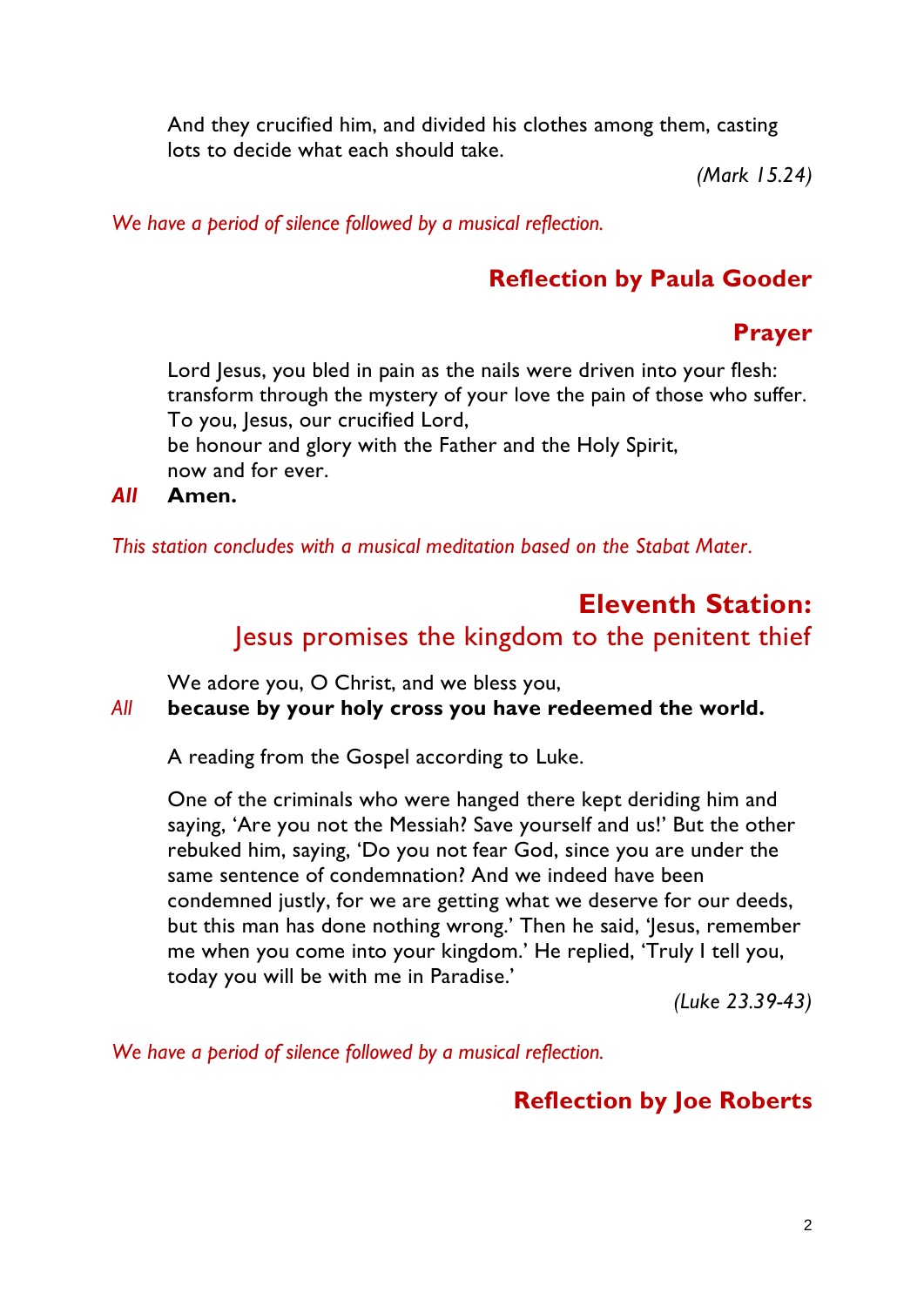And they crucified him, and divided his clothes among them, casting lots to decide what each should take.

*(Mark 15.24)*

*We have a period of silence followed by a musical reflection.*

### Reflection by Paula Gooder

### Prayer

Lord Jesus, you bled in pain as the nails were driven into your flesh:
transform through the mystery of your love the pain of those who suffer.
To you, Jesus, our crucified Lord,
be honour and glory with the Father and the Holy Spirit,
now and for ever.

***All*** **Amen.**

*This station concludes with a musical meditation based on the Stabat Mater.*

## Eleventh Station:
## Jesus promises the kingdom to the penitent thief

We adore you, O Christ, and we bless you,

*All* **because by your holy cross you have redeemed the world.**

A reading from the Gospel according to Luke.

One of the criminals who were hanged there kept deriding him and saying, 'Are you not the Messiah? Save yourself and us!' But the other rebuked him, saying, 'Do you not fear God, since you are under the same sentence of condemnation? And we indeed have been condemned justly, for we are getting what we deserve for our deeds, but this man has done nothing wrong.' Then he said, 'Jesus, remember me when you come into your kingdom.' He replied, 'Truly I tell you, today you will be with me in Paradise.'

*(Luke 23.39-43)*

*We have a period of silence followed by a musical reflection.*

### Reflection by Joe Roberts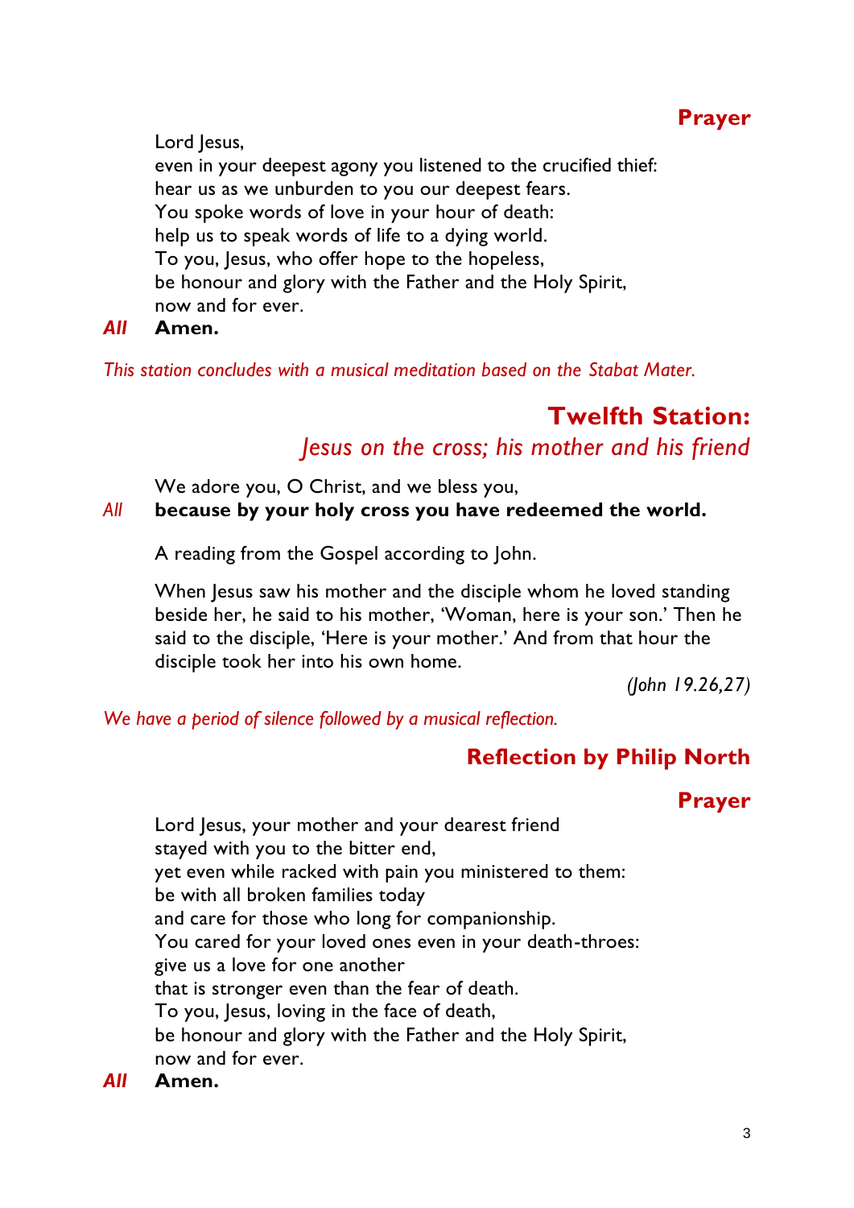### Prayer

Lord Jesus,
even in your deepest agony you listened to the crucified thief:
hear us as we unburden to you our deepest fears.
You spoke words of love in your hour of death:
help us to speak words of life to a dying world.
To you, Jesus, who offer hope to the hopeless,
be honour and glory with the Father and the Holy Spirit,
now and for ever.

***All*** **Amen.**

*This station concludes with a musical meditation based on the Stabat Mater.*

## Twelfth Station:
### *Jesus on the cross; his mother and his friend*

We adore you, O Christ, and we bless you,

*All* **because by your holy cross you have redeemed the world.**

A reading from the Gospel according to John.

When Jesus saw his mother and the disciple whom he loved standing beside her, he said to his mother, 'Woman, here is your son.' Then he said to the disciple, 'Here is your mother.' And from that hour the disciple took her into his own home.

*(John 19.26,27)*

*We have a period of silence followed by a musical reflection.*

### Reflection by Philip North

### Prayer

Lord Jesus, your mother and your dearest friend
stayed with you to the bitter end,
yet even while racked with pain you ministered to them:
be with all broken families today
and care for those who long for companionship.
You cared for your loved ones even in your death-throes:
give us a love for one another
that is stronger even than the fear of death.
To you, Jesus, loving in the face of death,
be honour and glory with the Father and the Holy Spirit,
now and for ever.

***All*** **Amen.**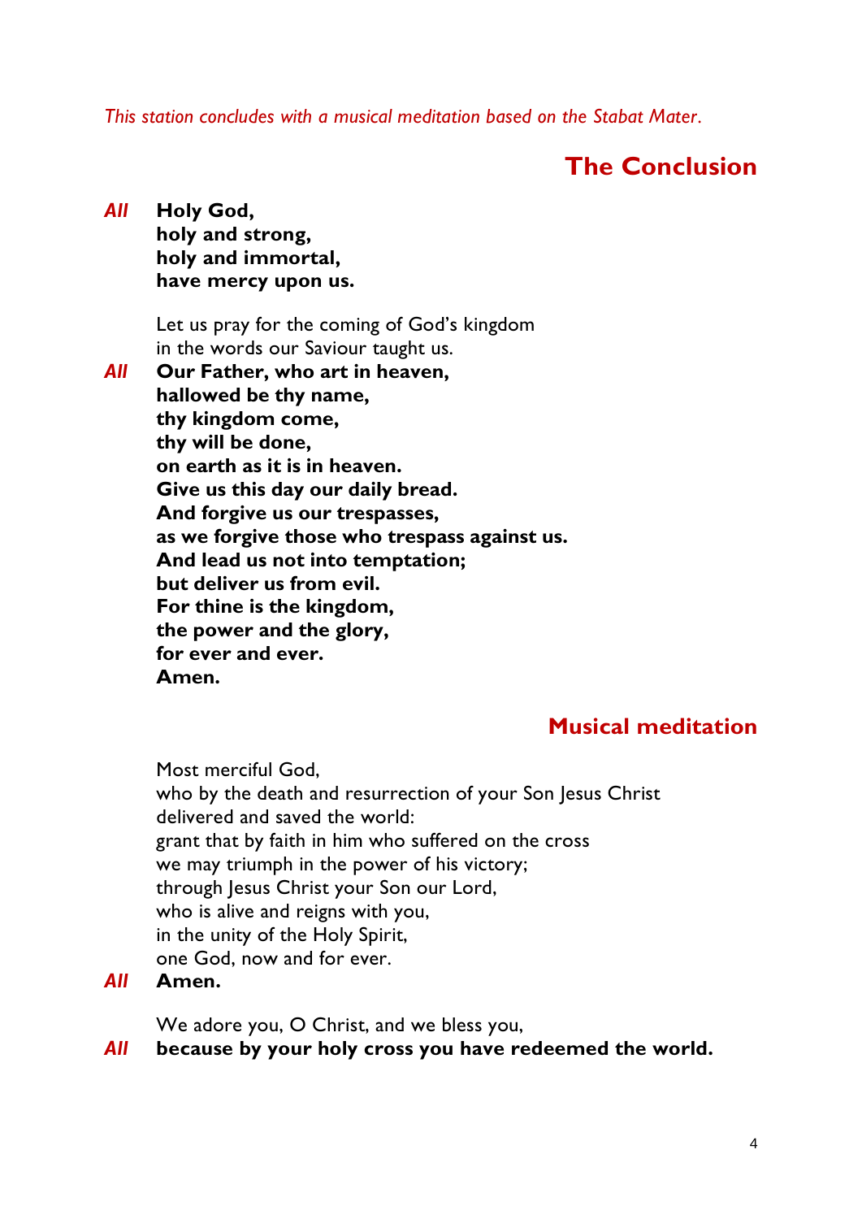*This station concludes with a musical meditation based on the Stabat Mater.*

## The Conclusion

*All* **Holy God,**
**holy and strong,**
**holy and immortal,**
**have mercy upon us.**

Let us pray for the coming of God's kingdom
in the words our Saviour taught us.

*All* **Our Father, who art in heaven,**
**hallowed be thy name,**
**thy kingdom come,**
**thy will be done,**
**on earth as it is in heaven.**
**Give us this day our daily bread.**
**And forgive us our trespasses,**
**as we forgive those who trespass against us.**
**And lead us not into temptation;**
**but deliver us from evil.**
**For thine is the kingdom,**
**the power and the glory,**
**for ever and ever.**
**Amen.**

## Musical meditation

Most merciful God,
who by the death and resurrection of your Son Jesus Christ
delivered and saved the world:
grant that by faith in him who suffered on the cross
we may triumph in the power of his victory;
through Jesus Christ your Son our Lord,
who is alive and reigns with you,
in the unity of the Holy Spirit,
one God, now and for ever.

*All* **Amen.**

We adore you, O Christ, and we bless you,

*All* **because by your holy cross you have redeemed the world.**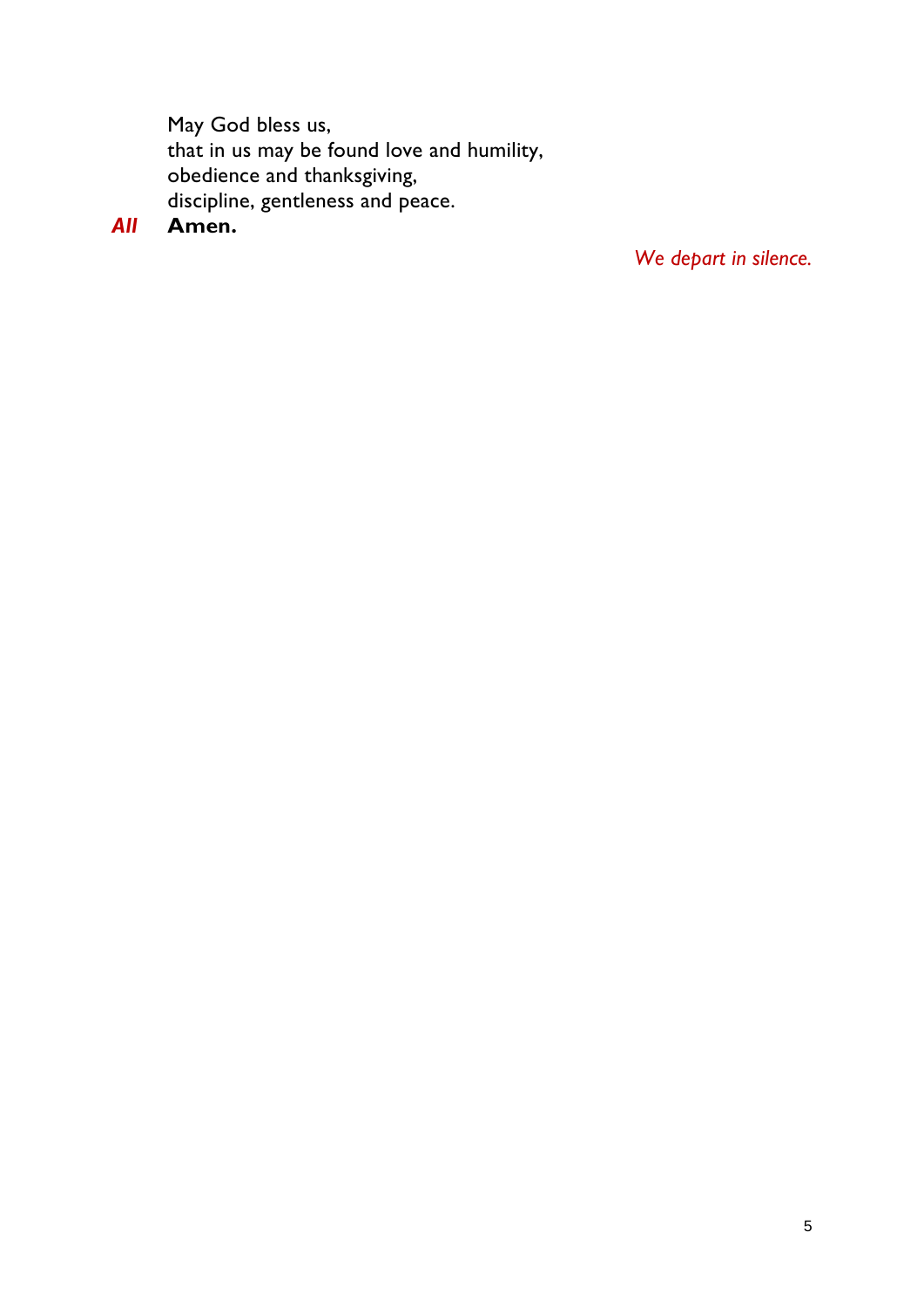May God bless us,
that in us may be found love and humility,
obedience and thanksgiving,
discipline, gentleness and peace.

*All* **Amen.**

*We depart in silence.*